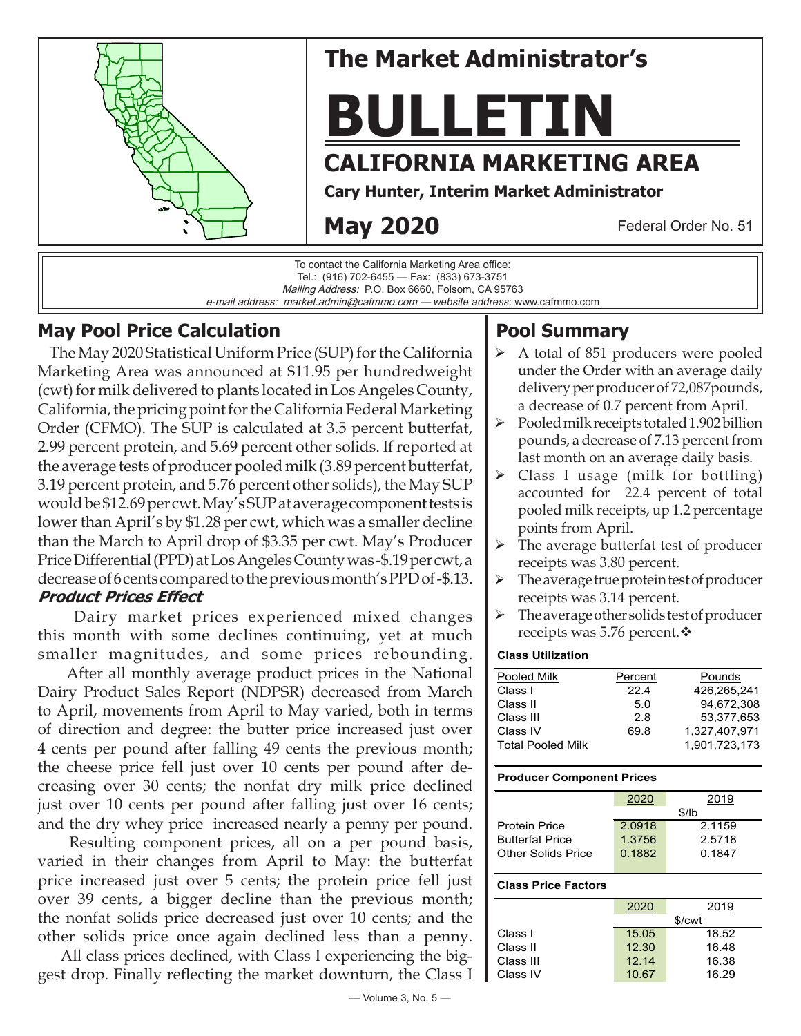# The Market Administrator's

# BULLETIN

## CALIFORNIA MARKETING AREA

**Cary Hunter, Interim Market Administrator**

**May 2020**

Federal Order No. 51

To contact the California Marketing Area office:
Tel.: (916) 702-6455 — Fax: (833) 673-3751
*Mailing Address:* P.O. Box 6660, Folsom, CA 95763
*e-mail address: market.admin@cafmmo.com — website address*: www.cafmmo.com

## May Pool Price Calculation

The May 2020 Statistical Uniform Price (SUP) for the California Marketing Area was announced at $11.95 per hundredweight (cwt) for milk delivered to plants located in Los Angeles County, California, the pricing point for the California Federal Marketing Order (CFMO). The SUP is calculated at 3.5 percent butterfat, 2.99 percent protein, and 5.69 percent other solids. If reported at the average tests of producer pooled milk (3.89 percent butterfat, 3.19 percent protein, and 5.76 percent other solids), the May SUP would be $12.69 per cwt. May's SUP at average component tests is lower than April's by $1.28 per cwt, which was a smaller decline than the March to April drop of $3.35 per cwt. May's Producer Price Differential (PPD) at Los Angeles County was -$.19 per cwt, a decrease of 6 cents compared to the previous month's PPD of -$.13.

### *Product Prices Effect*

Dairy market prices experienced mixed changes this month with some declines continuing, yet at much smaller magnitudes, and some prices rebounding.

After all monthly average product prices in the National Dairy Product Sales Report (NDPSR) decreased from March to April, movements from April to May varied, both in terms of direction and degree: the butter price increased just over 4 cents per pound after falling 49 cents the previous month; the cheese price fell just over 10 cents per pound after decreasing over 30 cents; the nonfat dry milk price declined just over 10 cents per pound after falling just over 16 cents; and the dry whey price increased nearly a penny per pound.

Resulting component prices, all on a per pound basis, varied in their changes from April to May: the butterfat price increased just over 5 cents; the protein price fell just over 39 cents, a bigger decline than the previous month; the nonfat solids price decreased just over 10 cents; and the other solids price once again declined less than a penny.

All class prices declined, with Class I experiencing the biggest drop. Finally reflecting the market downturn, the Class I

## Pool Summary

- A total of 851 producers were pooled under the Order with an average daily delivery per producer of 72,087 pounds, a decrease of 0.7 percent from April.
- Pooled milk receipts totaled 1.902 billion pounds, a decrease of 7.13 percent from last month on an average daily basis.
- Class I usage (milk for bottling) accounted for 22.4 percent of total pooled milk receipts, up 1.2 percentage points from April.
- The average butterfat test of producer receipts was 3.80 percent.
- The average true protein test of producer receipts was 3.14 percent.
- The average other solids test of producer receipts was 5.76 percent.❖

**Class Utilization**

| Pooled Milk | Percent | Pounds |
|---|---|---|
| Class I | 22.4 | 426,265,241 |
| Class II | 5.0 | 94,672,308 |
| Class III | 2.8 | 53,377,653 |
| Class IV | 69.8 | 1,327,407,971 |
| Total Pooled Milk | | 1,901,723,173 |

**Producer Component Prices**

| | 2020 | 2019 |
|---|---|---|
| | $/lb | |
| Protein Price | 2.0918 | 2.1159 |
| Butterfat Price | 1.3756 | 2.5718 |
| Other Solids Price | 0.1882 | 0.1847 |

**Class Price Factors**

| | 2020 | 2019 |
|---|---|---|
| | $/cwt | |
| Class I | 15.05 | 18.52 |
| Class II | 12.30 | 16.48 |
| Class III | 12.14 | 16.38 |
| Class IV | 10.67 | 16.29 |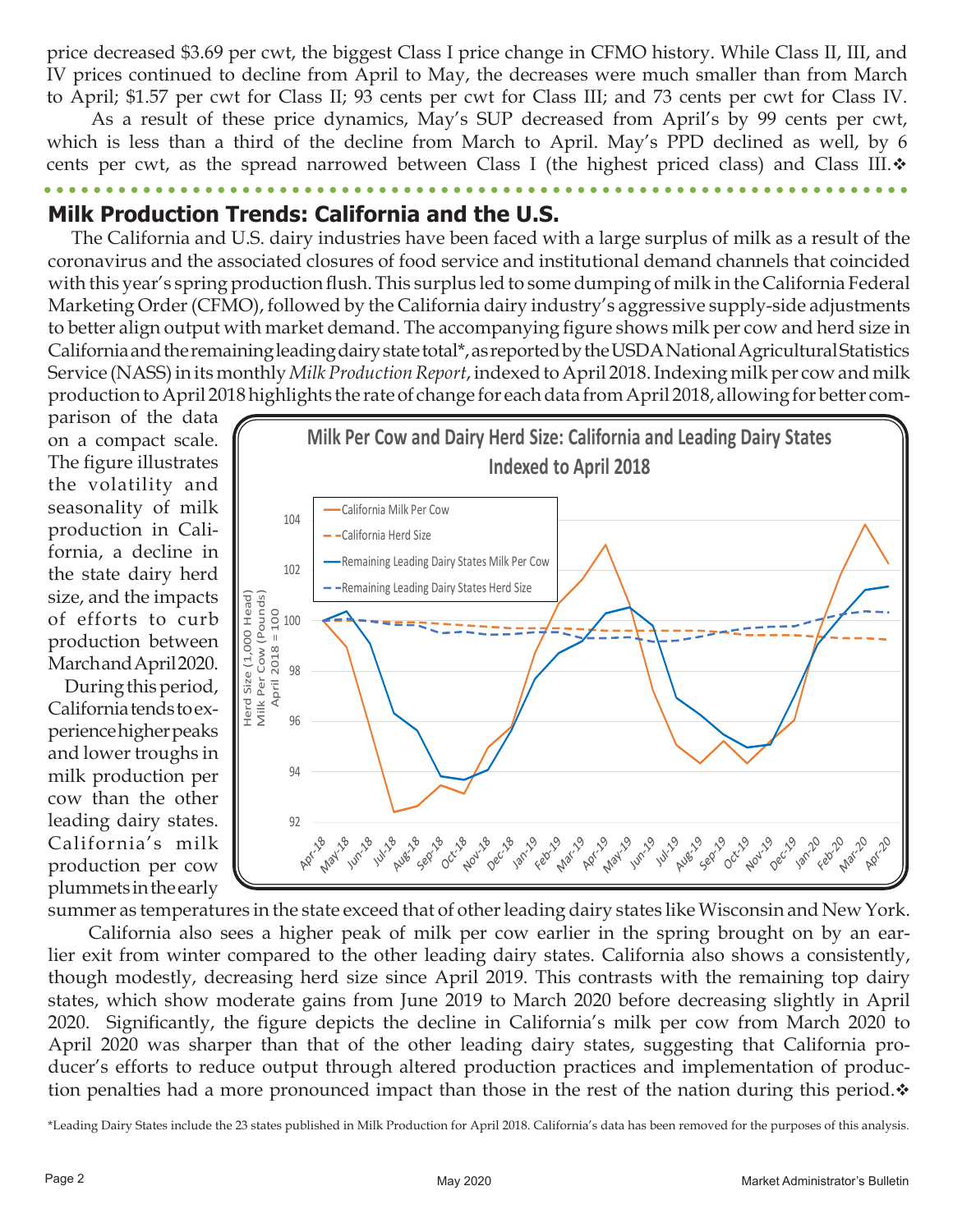price decreased $3.69 per cwt, the biggest Class I price change in CFMO history. While Class II, III, and IV prices continued to decline from April to May, the decreases were much smaller than from March to April; $1.57 per cwt for Class II; 93 cents per cwt for Class III; and 73 cents per cwt for Class IV.

As a result of these price dynamics, May's SUP decreased from April's by 99 cents per cwt, which is less than a third of the decline from March to April. May's PPD declined as well, by 6 cents per cwt, as the spread narrowed between Class I (the highest priced class) and Class III.❖

## Milk Production Trends: California and the U.S.

The California and U.S. dairy industries have been faced with a large surplus of milk as a result of the coronavirus and the associated closures of food service and institutional demand channels that coincided with this year's spring production flush. This surplus led to some dumping of milk in the California Federal Marketing Order (CFMO), followed by the California dairy industry's aggressive supply-side adjustments to better align output with market demand. The accompanying figure shows milk per cow and herd size in California and the remaining leading dairy state total*, as reported by the USDA National Agricultural Statistics Service (NASS) in its monthly *Milk Production Report*, indexed to April 2018. Indexing milk per cow and milk production to April 2018 highlights the rate of change for each data from April 2018, allowing for better comparison of the data on a compact scale. The figure illustrates the volatility and seasonality of milk production in California, a decline in the state dairy herd size, and the impacts of efforts to curb production between March and April 2020.

**Milk Per Cow and Dairy Herd Size: California and Leading Dairy States Indexed to April 2018**

During this period, California tends to experience higher peaks and lower troughs in milk production per cow than the other leading dairy states. California's milk production per cow plummets in the early summer as temperatures in the state exceed that of other leading dairy states like Wisconsin and New York.

California also sees a higher peak of milk per cow earlier in the spring brought on by an earlier exit from winter compared to the other leading dairy states. California also shows a consistently, though modestly, decreasing herd size since April 2019. This contrasts with the remaining top dairy states, which show moderate gains from June 2019 to March 2020 before decreasing slightly in April 2020. Significantly, the figure depicts the decline in California's milk per cow from March 2020 to April 2020 was sharper than that of the other leading dairy states, suggesting that California producer's efforts to reduce output through altered production practices and implementation of production penalties had a more pronounced impact than those in the rest of the nation during this period.❖

*Leading Dairy States include the 23 states published in Milk Production for April 2018. California's data has been removed for the purposes of this analysis.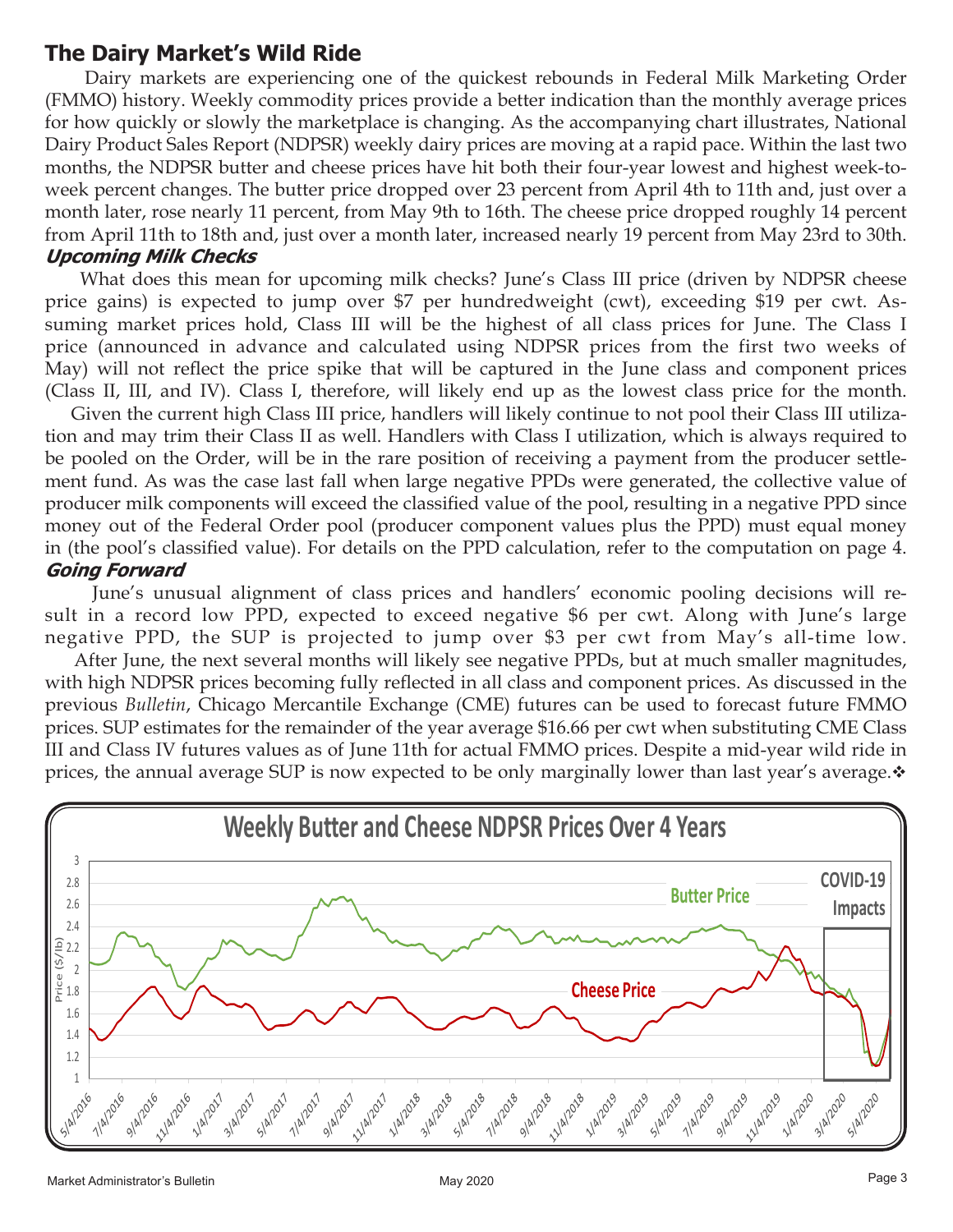## The Dairy Market's Wild Ride

Dairy markets are experiencing one of the quickest rebounds in Federal Milk Marketing Order (FMMO) history. Weekly commodity prices provide a better indication than the monthly average prices for how quickly or slowly the marketplace is changing. As the accompanying chart illustrates, National Dairy Product Sales Report (NDPSR) weekly dairy prices are moving at a rapid pace. Within the last two months, the NDPSR butter and cheese prices have hit both their four-year lowest and highest week-to-week percent changes. The butter price dropped over 23 percent from April 4th to 11th and, just over a month later, rose nearly 11 percent, from May 9th to 16th. The cheese price dropped roughly 14 percent from April 11th to 18th and, just over a month later, increased nearly 19 percent from May 23rd to 30th.

### *Upcoming Milk Checks*

What does this mean for upcoming milk checks? June's Class III price (driven by NDPSR cheese price gains) is expected to jump over $7 per hundredweight (cwt), exceeding $19 per cwt. Assuming market prices hold, Class III will be the highest of all class prices for June. The Class I price (announced in advance and calculated using NDPSR prices from the first two weeks of May) will not reflect the price spike that will be captured in the June class and component prices (Class II, III, and IV). Class I, therefore, will likely end up as the lowest class price for the month.

Given the current high Class III price, handlers will likely continue to not pool their Class III utilization and may trim their Class II as well. Handlers with Class I utilization, which is always required to be pooled on the Order, will be in the rare position of receiving a payment from the producer settlement fund. As was the case last fall when large negative PPDs were generated, the collective value of producer milk components will exceed the classified value of the pool, resulting in a negative PPD since money out of the Federal Order pool (producer component values plus the PPD) must equal money in (the pool's classified value). For details on the PPD calculation, refer to the computation on page 4.

### *Going Forward*

June's unusual alignment of class prices and handlers' economic pooling decisions will result in a record low PPD, expected to exceed negative $6 per cwt. Along with June's large negative PPD, the SUP is projected to jump over $3 per cwt from May's all-time low.

After June, the next several months will likely see negative PPDs, but at much smaller magnitudes, with high NDPSR prices becoming fully reflected in all class and component prices. As discussed in the previous *Bulletin*, Chicago Mercantile Exchange (CME) futures can be used to forecast future FMMO prices. SUP estimates for the remainder of the year average $16.66 per cwt when substituting CME Class III and Class IV futures values as of June 11th for actual FMMO prices. Despite a mid-year wild ride in prices, the annual average SUP is now expected to be only marginally lower than last year's average.❖

**Weekly Butter and Cheese NDPSR Prices Over 4 Years**

Butter Price — Cheese Price — COVID-19 Impacts

Price ($/lb)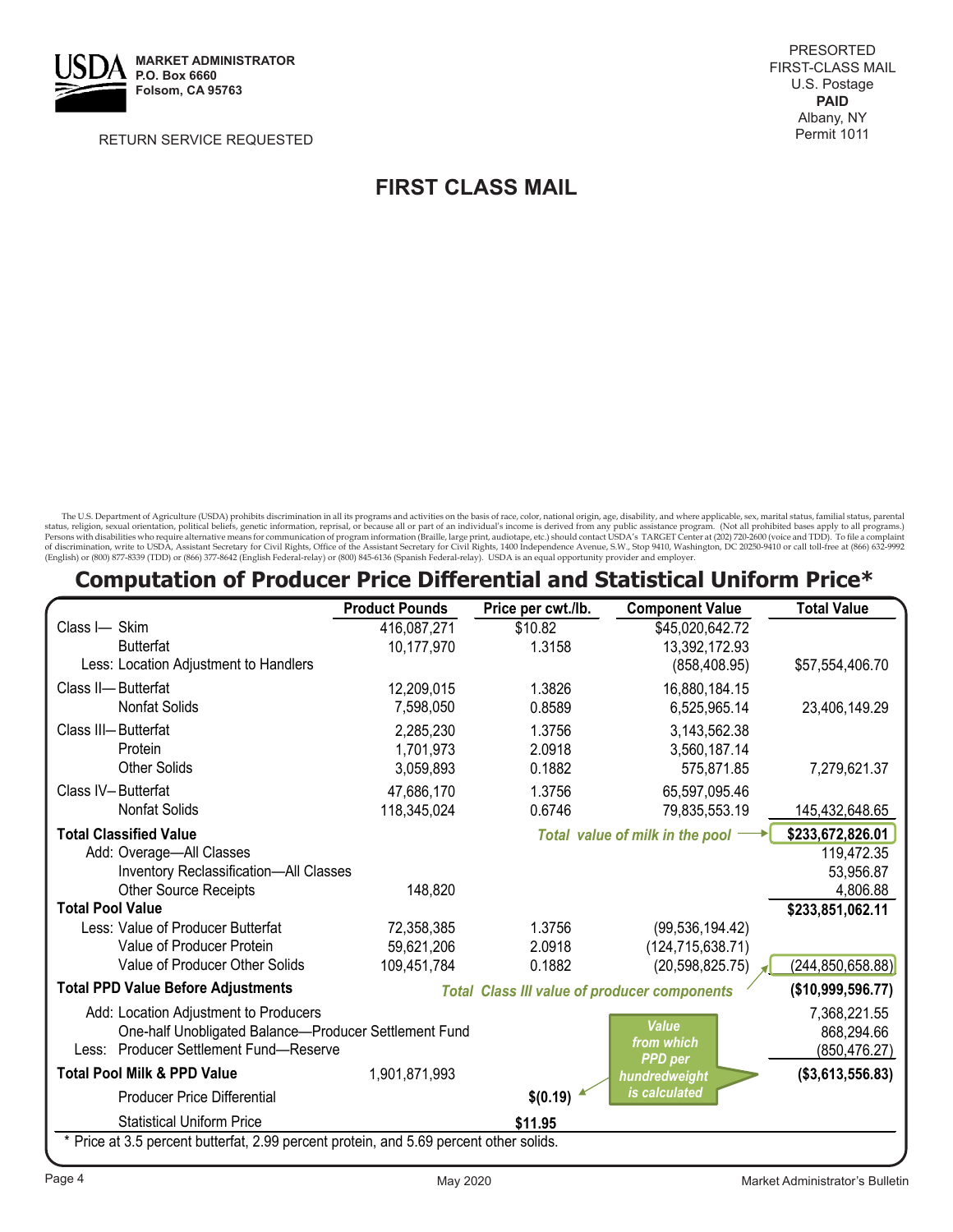**MARKET ADMINISTRATOR**
**P.O. Box 6660**
**Folsom, CA 95763**

RETURN SERVICE REQUESTED

PRESORTED
FIRST-CLASS MAIL
U.S. Postage
**PAID**
Albany, NY
Permit 1011

## FIRST CLASS MAIL

The U.S. Department of Agriculture (USDA) prohibits discrimination in all its programs and activities on the basis of race, color, national origin, age, disability, and where applicable, sex, marital status, familial status, parental status, religion, sexual orientation, political beliefs, genetic information, reprisal, or because all or part of an individual's income is derived from any public assistance program. (Not all prohibited bases apply to all programs.) Persons with disabilities who require alternative means for communication of program information (Braille, large print, audiotape, etc.) should contact USDA's TARGET Center at (202) 720-2600 (voice and TDD). To file a complaint of discrimination, write to USDA, Assistant Secretary for Civil Rights, Office of the Assistant Secretary for Civil Rights, 1400 Independence Avenue, S.W., Stop 9410, Washington, DC 20250-9410 or call toll-free at (866) 632-9992 (English) or (800) 877-8339 (TDD) or (866) 377-8642 (English Federal-relay) or (800) 845-6136 (Spanish Federal-relay). USDA is an equal opportunity provider and employer.

## Computation of Producer Price Differential and Statistical Uniform Price*

| | Product Pounds | Price per cwt./lb. | Component Value | Total Value |
|---|---|---|---|---|
| Class I— Skim | 416,087,271 | $10.82 | $45,020,642.72 | |
| Butterfat | 10,177,970 | 1.3158 | 13,392,172.93 | |
| Less: Location Adjustment to Handlers | | | (858,408.95) | $57,554,406.70 |
| Class II— Butterfat | 12,209,015 | 1.3826 | 16,880,184.15 | |
| Nonfat Solids | 7,598,050 | 0.8589 | 6,525,965.14 | 23,406,149.29 |
| Class III— Butterfat | 2,285,230 | 1.3756 | 3,143,562.38 | |
| Protein | 1,701,973 | 2.0918 | 3,560,187.14 | |
| Other Solids | 3,059,893 | 0.1882 | 575,871.85 | 7,279,621.37 |
| Class IV— Butterfat | 47,686,170 | 1.3756 | 65,597,095.46 | |
| Nonfat Solids | 118,345,024 | 0.6746 | 79,835,553.19 | 145,432,648.65 |
| **Total Classified Value** | | | *Total value of milk in the pool* | **$233,672,826.01** |
| Add: Overage—All Classes | | | | 119,472.35 |
| Inventory Reclassification—All Classes | | | | 53,956.87 |
| Other Source Receipts | 148,820 | | | 4,806.88 |
| **Total Pool Value** | | | | **$233,851,062.11** |
| Less: Value of Producer Butterfat | 72,358,385 | 1.3756 | (99,536,194.42) | |
| Value of Producer Protein | 59,621,206 | 2.0918 | (124,715,638.71) | |
| Value of Producer Other Solids | 109,451,784 | 0.1882 | (20,598,825.75) | (244,850,658.88) |
| **Total PPD Value Before Adjustments** | | *Total Class III value of producer components* | | **($10,999,596.77)** |
| Add: Location Adjustment to Producers | | | | 7,368,221.55 |
| One-half Unobligated Balance—Producer Settlement Fund | | | | 868,294.66 |
| Less: Producer Settlement Fund—Reserve | | | | (850,476.27) |
| **Total Pool Milk & PPD Value** | 1,901,871,993 | | *Value from which PPD per hundredweight is calculated* | **($3,613,556.83)** |
| Producer Price Differential | | **$(0.19)** | | |
| Statistical Uniform Price | | **$11.95** | | |

\* Price at 3.5 percent butterfat, 2.99 percent protein, and 5.69 percent other solids.